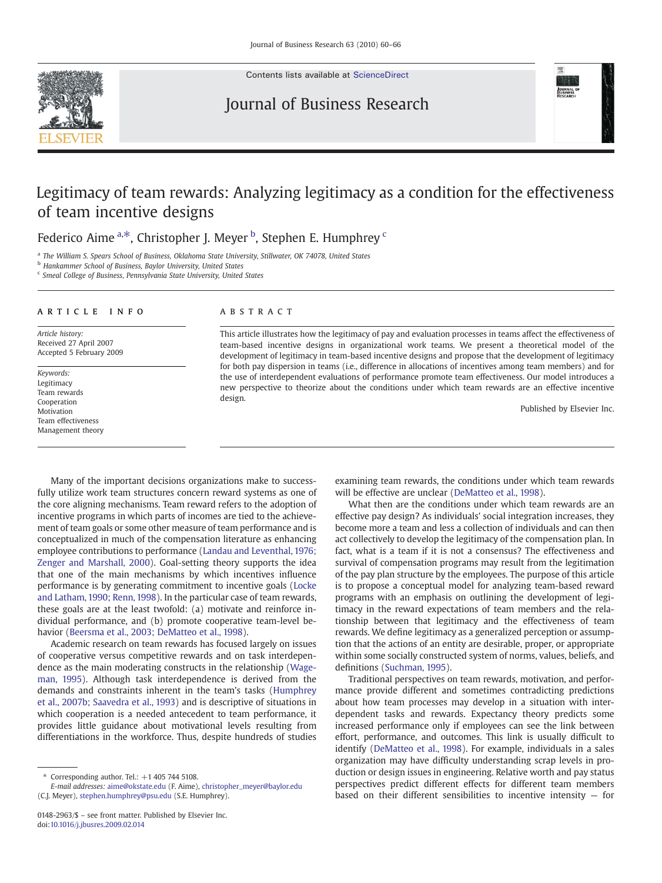# Legitimacy of team rewards: Analyzing legitimacy as a condition for the effectiveness of team incentive designs

Federico Aime [a,*], Christopher J. Meyer [b], Stephen E. Humphrey [c]

[a] The William S. Spears School of Business, Oklahoma State University, Stillwater, OK 74078, United States
[b] Hankammer School of Business, Baylor University, United States
[c] Smeal College of Business, Pennsylvania State University, United States

## ARTICLE INFO

*Article history:*
Received 27 April 2007
Accepted 5 February 2009

*Keywords:*
Legitimacy
Team rewards
Cooperation
Motivation
Team effectiveness
Management theory

## ABSTRACT

This article illustrates how the legitimacy of pay and evaluation processes in teams affect the effectiveness of team-based incentive designs in organizational work teams. We present a theoretical model of the development of legitimacy in team-based incentive designs and propose that the development of legitimacy for both pay dispersion in teams (i.e., difference in allocations of incentives among team members) and for the use of interdependent evaluations of performance promote team effectiveness. Our model introduces a new perspective to theorize about the conditions under which team rewards are an effective incentive design.

Published by Elsevier Inc.

Many of the important decisions organizations make to successfully utilize work team structures concern reward systems as one of the core aligning mechanisms. Team reward refers to the adoption of incentive programs in which parts of incomes are tied to the achievement of team goals or some measure of team performance and is conceptualized in much of the compensation literature as enhancing employee contributions to performance (Landau and Leventhal, 1976; Zenger and Marshall, 2000). Goal-setting theory supports the idea that one of the main mechanisms by which incentives influence performance is by generating commitment to incentive goals (Locke and Latham, 1990; Renn, 1998). In the particular case of team rewards, these goals are at the least twofold: (a) motivate and reinforce individual performance, and (b) promote cooperative team-level behavior (Beersma et al., 2003; DeMatteo et al., 1998).

Academic research on team rewards has focused largely on issues of cooperative versus competitive rewards and on task interdependence as the main moderating constructs in the relationship (Wageman, 1995). Although task interdependence is derived from the demands and constraints inherent in the team's tasks (Humphrey et al., 2007b; Saavedra et al., 1993) and is descriptive of situations in which cooperation is a needed antecedent to team performance, it provides little guidance about motivational levels resulting from differentiations in the workforce. Thus, despite hundreds of studies examining team rewards, the conditions under which team rewards will be effective are unclear (DeMatteo et al., 1998).

What then are the conditions under which team rewards are an effective pay design? As individuals' social integration increases, they become more a team and less a collection of individuals and can then act collectively to develop the legitimacy of the compensation plan. In fact, what is a team if it is not a consensus? The effectiveness and survival of compensation programs may result from the legitimation of the pay plan structure by the employees. The purpose of this article is to propose a conceptual model for analyzing team-based reward programs with an emphasis on outlining the development of legitimacy in the reward expectations of team members and the relationship between that legitimacy and the effectiveness of team rewards. We define legitimacy as a generalized perception or assumption that the actions of an entity are desirable, proper, or appropriate within some socially constructed system of norms, values, beliefs, and definitions (Suchman, 1995).

Traditional perspectives on team rewards, motivation, and performance provide different and sometimes contradicting predictions about how team processes may develop in a situation with interdependent tasks and rewards. Expectancy theory predicts some increased performance only if employees can see the link between effort, performance, and outcomes. This link is usually difficult to identify (DeMatteo et al., 1998). For example, individuals in a sales organization may have difficulty understanding scrap levels in production or design issues in engineering. Relative worth and pay status perspectives predict different effects for different team members based on their different sensibilities to incentive intensity — for

\* Corresponding author. Tel.: +1 405 744 5108.
*E-mail addresses:* aime@okstate.edu (F. Aime), christopher_meyer@baylor.edu (C.J. Meyer), stephen.humphrey@psu.edu (S.E. Humphrey).

0148-2963/$ – see front matter. Published by Elsevier Inc.
doi:10.1016/j.jbusres.2009.02.014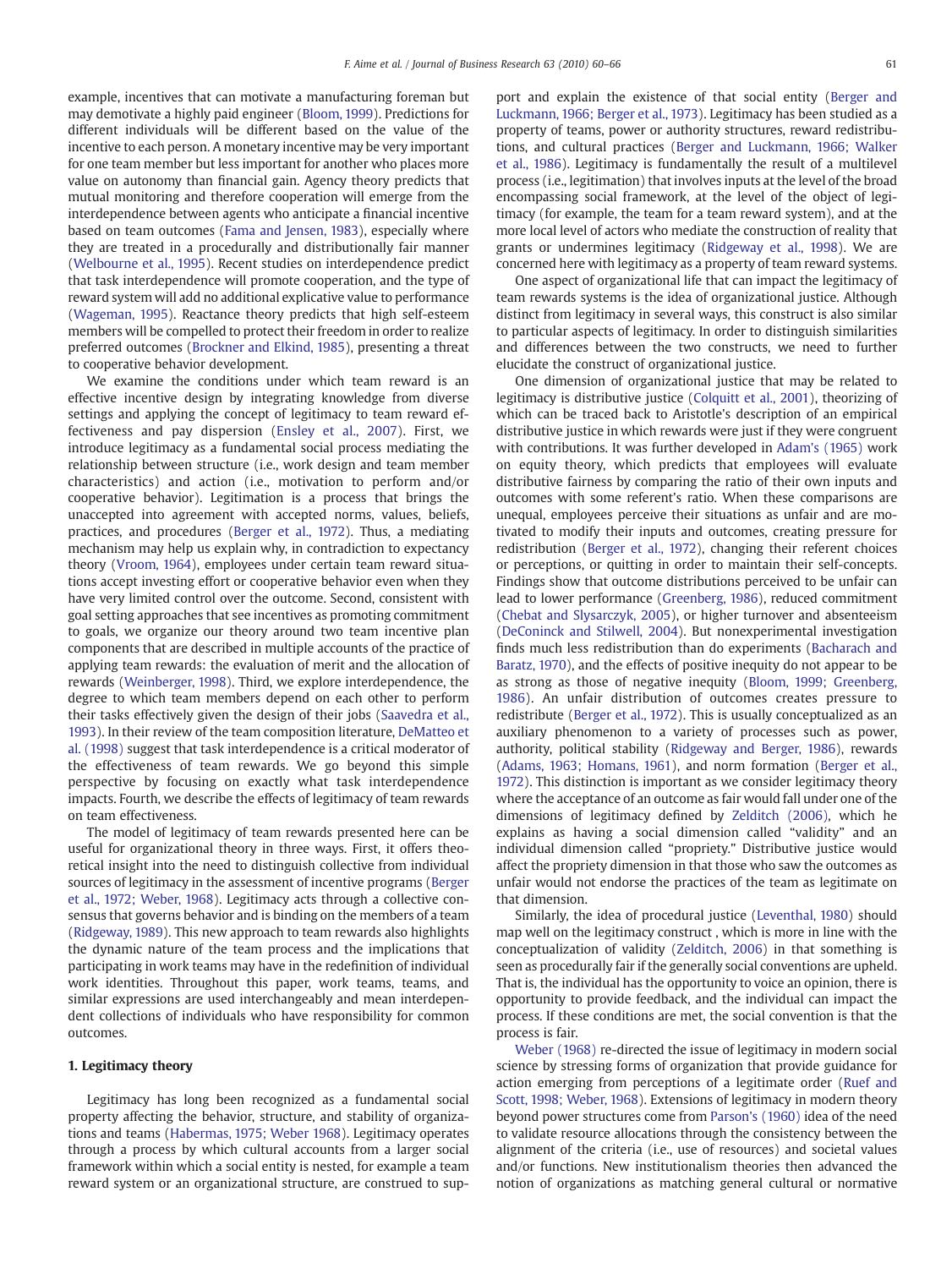example, incentives that can motivate a manufacturing foreman but may demotivate a highly paid engineer (Bloom, 1999). Predictions for different individuals will be different based on the value of the incentive to each person. A monetary incentive may be very important for one team member but less important for another who places more value on autonomy than financial gain. Agency theory predicts that mutual monitoring and therefore cooperation will emerge from the interdependence between agents who anticipate a financial incentive based on team outcomes (Fama and Jensen, 1983), especially where they are treated in a procedurally and distributionally fair manner (Welbourne et al., 1995). Recent studies on interdependence predict that task interdependence will promote cooperation, and the type of reward system will add no additional explicative value to performance (Wageman, 1995). Reactance theory predicts that high self-esteem members will be compelled to protect their freedom in order to realize preferred outcomes (Brockner and Elkind, 1985), presenting a threat to cooperative behavior development.

We examine the conditions under which team reward is an effective incentive design by integrating knowledge from diverse settings and applying the concept of legitimacy to team reward effectiveness and pay dispersion (Ensley et al., 2007). First, we introduce legitimacy as a fundamental social process mediating the relationship between structure (i.e., work design and team member characteristics) and action (i.e., motivation to perform and/or cooperative behavior). Legitimation is a process that brings the unaccepted into agreement with accepted norms, values, beliefs, practices, and procedures (Berger et al., 1972). Thus, a mediating mechanism may help us explain why, in contradiction to expectancy theory (Vroom, 1964), employees under certain team reward situations accept investing effort or cooperative behavior even when they have very limited control over the outcome. Second, consistent with goal setting approaches that see incentives as promoting commitment to goals, we organize our theory around two team incentive plan components that are described in multiple accounts of the practice of applying team rewards: the evaluation of merit and the allocation of rewards (Weinberger, 1998). Third, we explore interdependence, the degree to which team members depend on each other to perform their tasks effectively given the design of their jobs (Saavedra et al., 1993). In their review of the team composition literature, DeMatteo et al. (1998) suggest that task interdependence is a critical moderator of the effectiveness of team rewards. We go beyond this simple perspective by focusing on exactly what task interdependence impacts. Fourth, we describe the effects of legitimacy of team rewards on team effectiveness.

The model of legitimacy of team rewards presented here can be useful for organizational theory in three ways. First, it offers theoretical insight into the need to distinguish collective from individual sources of legitimacy in the assessment of incentive programs (Berger et al., 1972; Weber, 1968). Legitimacy acts through a collective consensus that governs behavior and is binding on the members of a team (Ridgeway, 1989). This new approach to team rewards also highlights the dynamic nature of the team process and the implications that participating in work teams may have in the redefinition of individual work identities. Throughout this paper, work teams, teams, and similar expressions are used interchangeably and mean interdependent collections of individuals who have responsibility for common outcomes.

## 1. Legitimacy theory

Legitimacy has long been recognized as a fundamental social property affecting the behavior, structure, and stability of organizations and teams (Habermas, 1975; Weber 1968). Legitimacy operates through a process by which cultural accounts from a larger social framework within which a social entity is nested, for example a team reward system or an organizational structure, are construed to support and explain the existence of that social entity (Berger and Luckmann, 1966; Berger et al., 1973). Legitimacy has been studied as a property of teams, power or authority structures, reward redistributions, and cultural practices (Berger and Luckmann, 1966; Walker et al., 1986). Legitimacy is fundamentally the result of a multilevel process (i.e., legitimation) that involves inputs at the level of the broad encompassing social framework, at the level of the object of legitimacy (for example, the team for a team reward system), and at the more local level of actors who mediate the construction of reality that grants or undermines legitimacy (Ridgeway et al., 1998). We are concerned here with legitimacy as a property of team reward systems.

One aspect of organizational life that can impact the legitimacy of team rewards systems is the idea of organizational justice. Although distinct from legitimacy in several ways, this construct is also similar to particular aspects of legitimacy. In order to distinguish similarities and differences between the two constructs, we need to further elucidate the construct of organizational justice.

One dimension of organizational justice that may be related to legitimacy is distributive justice (Colquitt et al., 2001), theorizing of which can be traced back to Aristotle's description of an empirical distributive justice in which rewards were just if they were congruent with contributions. It was further developed in Adam's (1965) work on equity theory, which predicts that employees will evaluate distributive fairness by comparing the ratio of their own inputs and outcomes with some referent's ratio. When these comparisons are unequal, employees perceive their situations as unfair and are motivated to modify their inputs and outcomes, creating pressure for redistribution (Berger et al., 1972), changing their referent choices or perceptions, or quitting in order to maintain their self-concepts. Findings show that outcome distributions perceived to be unfair can lead to lower performance (Greenberg, 1986), reduced commitment (Chebat and Slysarczyk, 2005), or higher turnover and absenteeism (DeConinck and Stilwell, 2004). But nonexperimental investigation finds much less redistribution than do experiments (Bacharach and Baratz, 1970), and the effects of positive inequity do not appear to be as strong as those of negative inequity (Bloom, 1999; Greenberg, 1986). An unfair distribution of outcomes creates pressure to redistribute (Berger et al., 1972). This is usually conceptualized as an auxiliary phenomenon to a variety of processes such as power, authority, political stability (Ridgeway and Berger, 1986), rewards (Adams, 1963; Homans, 1961), and norm formation (Berger et al., 1972). This distinction is important as we consider legitimacy theory where the acceptance of an outcome as fair would fall under one of the dimensions of legitimacy defined by Zelditch (2006), which he explains as having a social dimension called "validity" and an individual dimension called "propriety." Distributive justice would affect the propriety dimension in that those who saw the outcomes as unfair would not endorse the practices of the team as legitimate on that dimension.

Similarly, the idea of procedural justice (Leventhal, 1980) should map well on the legitimacy construct , which is more in line with the conceptualization of validity (Zelditch, 2006) in that something is seen as procedurally fair if the generally social conventions are upheld. That is, the individual has the opportunity to voice an opinion, there is opportunity to provide feedback, and the individual can impact the process. If these conditions are met, the social convention is that the process is fair.

Weber (1968) re-directed the issue of legitimacy in modern social science by stressing forms of organization that provide guidance for action emerging from perceptions of a legitimate order (Ruef and Scott, 1998; Weber, 1968). Extensions of legitimacy in modern theory beyond power structures come from Parson's (1960) idea of the need to validate resource allocations through the consistency between the alignment of the criteria (i.e., use of resources) and societal values and/or functions. New institutionalism theories then advanced the notion of organizations as matching general cultural or normative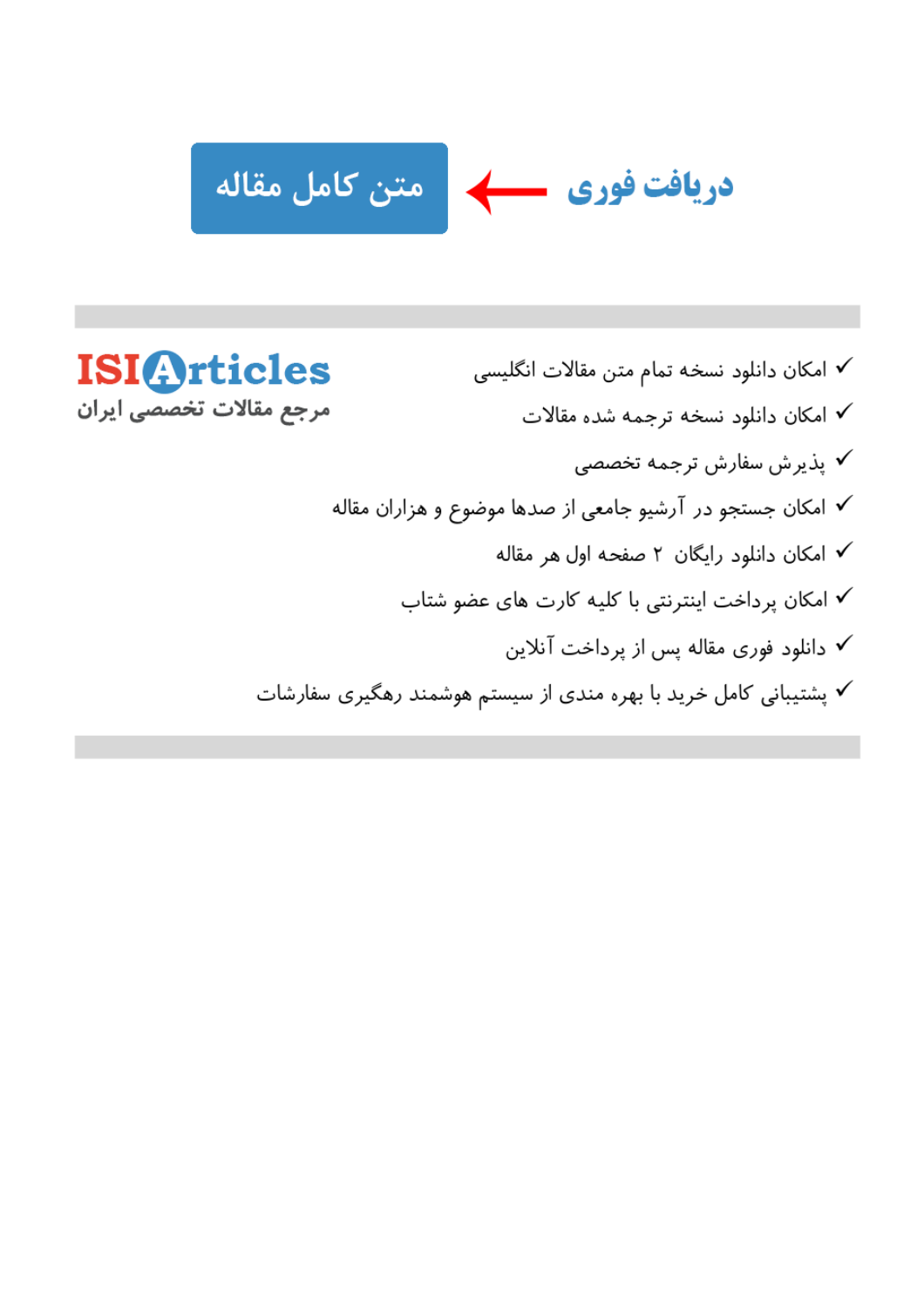دریافت فوری ← **متن کامل مقاله**

**ISIArticles**
مرجع مقالات تخصصی ایران

- ✓ امکان دانلود نسخه تمام متن مقالات انگلیسی
- ✓ امکان دانلود نسخه ترجمه شده مقالات
- ✓ پذیرش سفارش ترجمه تخصصی
- ✓ امکان جستجو در آرشیو جامعی از صدها موضوع و هزاران مقاله
- ✓ امکان دانلود رایگان ۲ صفحه اول هر مقاله
- ✓ امکان پرداخت اینترنتی با کلیه کارت های عضو شتاب
- ✓ دانلود فوری مقاله پس از پرداخت آنلاین
- ✓ پشتیبانی کامل خرید با بهره مندی از سیستم هوشمند رهگیری سفارشات